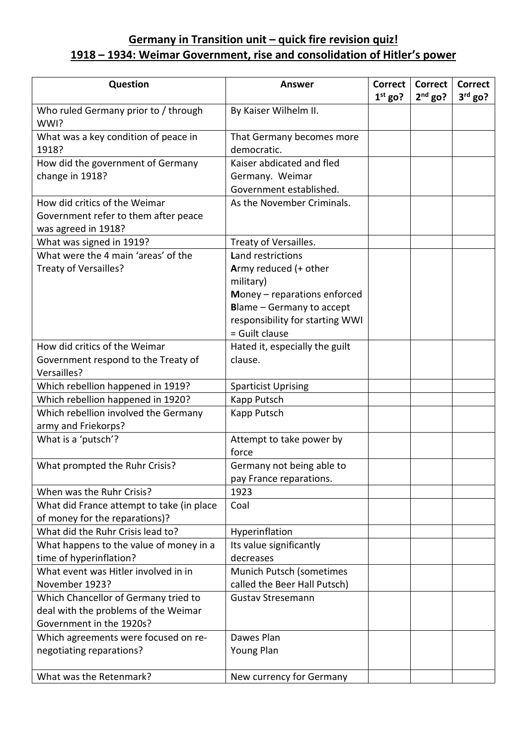## Germany in Transition unit – quick fire revision quiz!
## 1918 – 1934: Weimar Government, rise and consolidation of Hitler's power

| Question | Answer | Correct 1st go? | Correct 2nd go? | Correct 3rd go? |
|---|---|---|---|---|
| Who ruled Germany prior to / through WWI? | By Kaiser Wilhelm II. | | | |
| What was a key condition of peace in 1918? | That Germany becomes more democratic. | | | |
| How did the government of Germany change in 1918? | Kaiser abdicated and fled Germany. Weimar Government established. | | | |
| How did critics of the Weimar Government refer to them after peace was agreed in 1918? | As the November Criminals. | | | |
| What was signed in 1919? | Treaty of Versailles. | | | |
| What were the 4 main 'areas' of the Treaty of Versailles? | **L**and restrictions<br>**A**rmy reduced (+ other military)<br>**M**oney – reparations enforced<br>**B**lame – Germany to accept responsibility for starting WWI = Guilt clause | | | |
| How did critics of the Weimar Government respond to the Treaty of Versailles? | Hated it, especially the guilt clause. | | | |
| Which rebellion happened in 1919? | Sparticist Uprising | | | |
| Which rebellion happened in 1920? | Kapp Putsch | | | |
| Which rebellion involved the Germany army and Friekorps? | Kapp Putsch | | | |
| What is a 'putsch'? | Attempt to take power by force | | | |
| What prompted the Ruhr Crisis? | Germany not being able to pay France reparations. | | | |
| When was the Ruhr Crisis? | 1923 | | | |
| What did France attempt to take (in place of money for the reparations)? | Coal | | | |
| What did the Ruhr Crisis lead to? | Hyperinflation | | | |
| What happens to the value of money in a time of hyperinflation? | Its value significantly decreases | | | |
| What event was Hitler involved in in November 1923? | Munich Putsch (sometimes called the Beer Hall Putsch) | | | |
| Which Chancellor of Germany tried to deal with the problems of the Weimar Government in the 1920s? | Gustav Stresemann | | | |
| Which agreements were focused on re-negotiating reparations? | Dawes Plan<br>Young Plan | | | |
| What was the Retenmark? | New currency for Germany | | | |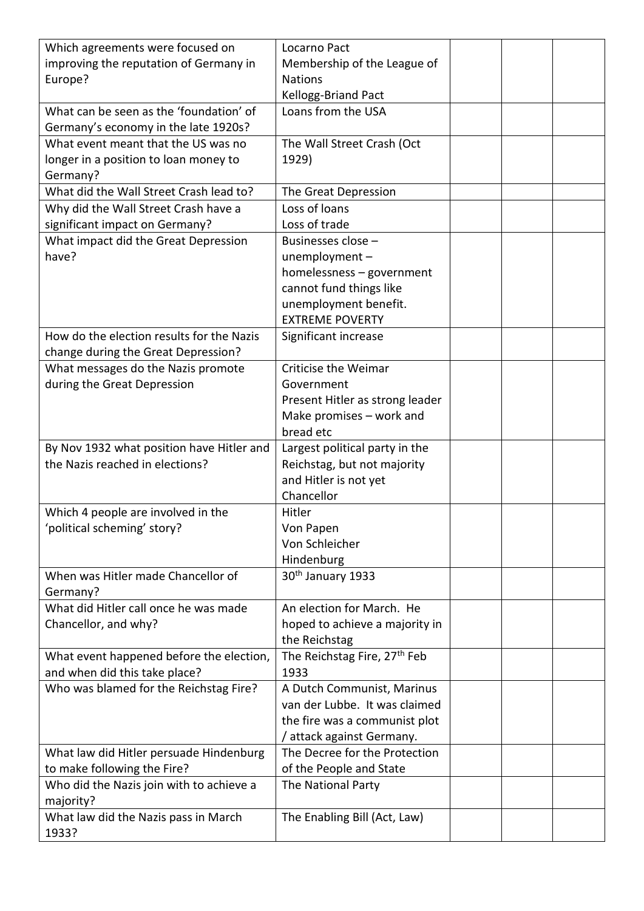| | | | | |
|---|---|---|---|---|
| Which agreements were focused on improving the reputation of Germany in Europe? | Locarno Pact<br>Membership of the League of Nations<br>Kellogg-Briand Pact | | | |
| What can be seen as the 'foundation' of Germany's economy in the late 1920s? | Loans from the USA | | | |
| What event meant that the US was no longer in a position to loan money to Germany? | The Wall Street Crash (Oct 1929) | | | |
| What did the Wall Street Crash lead to? | The Great Depression | | | |
| Why did the Wall Street Crash have a significant impact on Germany? | Loss of loans<br>Loss of trade | | | |
| What impact did the Great Depression have? | Businesses close – unemployment – homelessness – government cannot fund things like unemployment benefit.<br>EXTREME POVERTY | | | |
| How do the election results for the Nazis change during the Great Depression? | Significant increase | | | |
| What messages do the Nazis promote during the Great Depression | Criticise the Weimar Government<br>Present Hitler as strong leader<br>Make promises – work and bread etc | | | |
| By Nov 1932 what position have Hitler and the Nazis reached in elections? | Largest political party in the Reichstag, but not majority and Hitler is not yet Chancellor | | | |
| Which 4 people are involved in the 'political scheming' story? | Hitler<br>Von Papen<br>Von Schleicher<br>Hindenburg | | | |
| When was Hitler made Chancellor of Germany? | 30th January 1933 | | | |
| What did Hitler call once he was made Chancellor, and why? | An election for March. He hoped to achieve a majority in the Reichstag | | | |
| What event happened before the election, and when did this take place? | The Reichstag Fire, 27th Feb 1933 | | | |
| Who was blamed for the Reichstag Fire? | A Dutch Communist, Marinus van der Lubbe. It was claimed the fire was a communist plot / attack against Germany. | | | |
| What law did Hitler persuade Hindenburg to make following the Fire? | The Decree for the Protection of the People and State | | | |
| Who did the Nazis join with to achieve a majority? | The National Party | | | |
| What law did the Nazis pass in March 1933? | The Enabling Bill (Act, Law) | | | |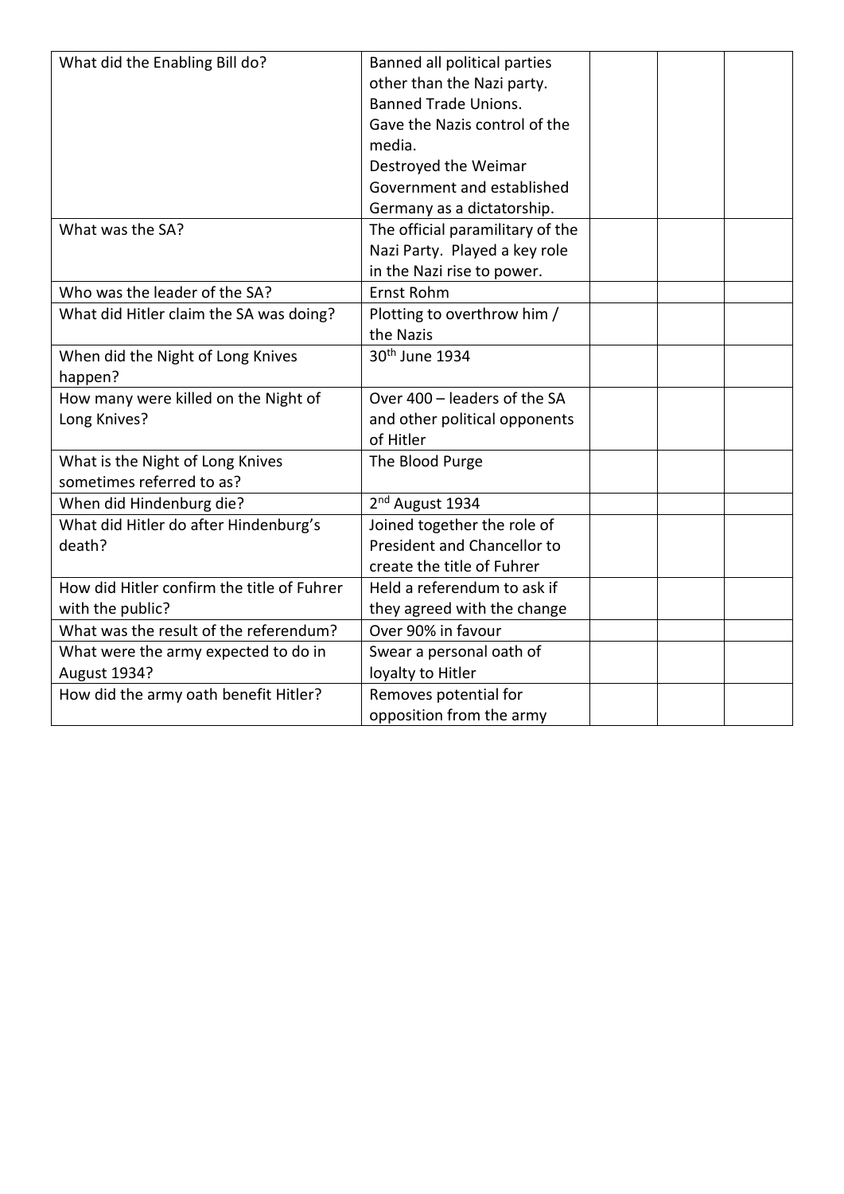| | | | | |
|---|---|---|---|---|
| What did the Enabling Bill do? | Banned all political parties other than the Nazi party.<br>Banned Trade Unions.<br>Gave the Nazis control of the media.<br>Destroyed the Weimar Government and established Germany as a dictatorship. | | | |
| What was the SA? | The official paramilitary of the Nazi Party. Played a key role in the Nazi rise to power. | | | |
| Who was the leader of the SA? | Ernst Rohm | | | |
| What did Hitler claim the SA was doing? | Plotting to overthrow him / the Nazis | | | |
| When did the Night of Long Knives happen? | 30th June 1934 | | | |
| How many were killed on the Night of Long Knives? | Over 400 – leaders of the SA and other political opponents of Hitler | | | |
| What is the Night of Long Knives sometimes referred to as? | The Blood Purge | | | |
| When did Hindenburg die? | 2nd August 1934 | | | |
| What did Hitler do after Hindenburg's death? | Joined together the role of President and Chancellor to create the title of Fuhrer | | | |
| How did Hitler confirm the title of Fuhrer with the public? | Held a referendum to ask if they agreed with the change | | | |
| What was the result of the referendum? | Over 90% in favour | | | |
| What were the army expected to do in August 1934? | Swear a personal oath of loyalty to Hitler | | | |
| How did the army oath benefit Hitler? | Removes potential for opposition from the army | | | |